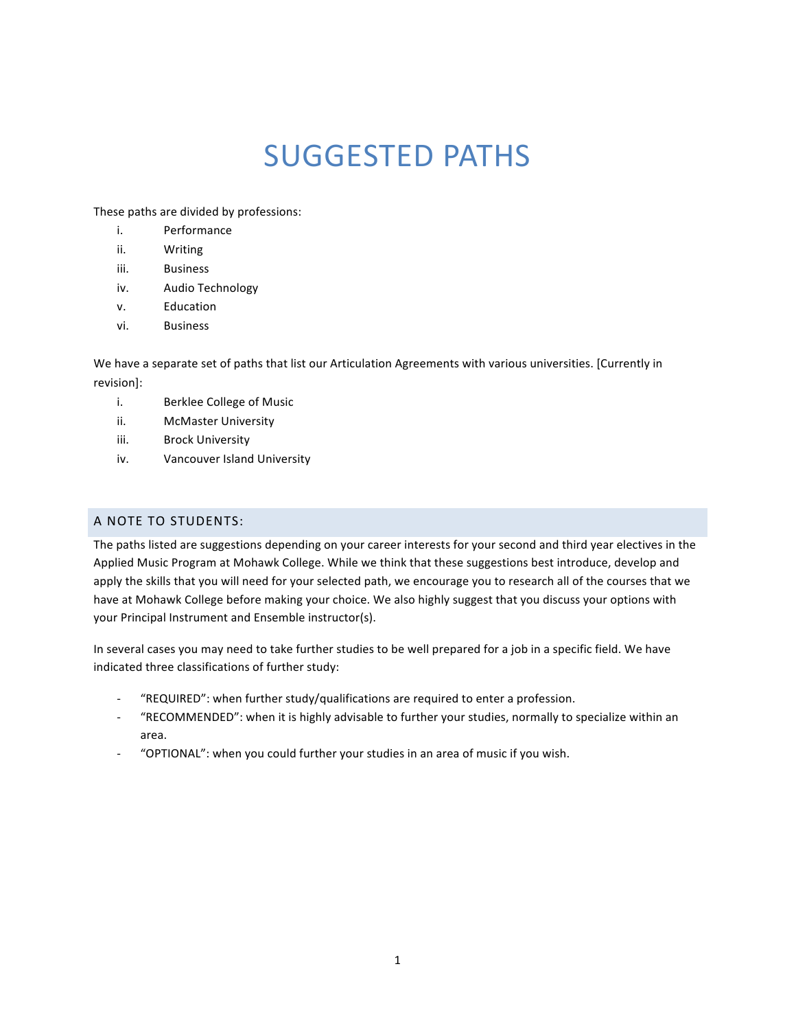# SUGGESTED PATHS

These paths are divided by professions:

i. Performance
ii. Writing
iii. Business
iv. Audio Technology
v. Education
vi. Business

We have a separate set of paths that list our Articulation Agreements with various universities. [Currently in revision]:

i. Berklee College of Music
ii. McMaster University
iii. Brock University
iv. Vancouver Island University

## A NOTE TO STUDENTS:

The paths listed are suggestions depending on your career interests for your second and third year electives in the Applied Music Program at Mohawk College. While we think that these suggestions best introduce, develop and apply the skills that you will need for your selected path, we encourage you to research all of the courses that we have at Mohawk College before making your choice. We also highly suggest that you discuss your options with your Principal Instrument and Ensemble instructor(s).

In several cases you may need to take further studies to be well prepared for a job in a specific field. We have indicated three classifications of further study:

- "REQUIRED": when further study/qualifications are required to enter a profession.
- "RECOMMENDED": when it is highly advisable to further your studies, normally to specialize within an area.
- "OPTIONAL": when you could further your studies in an area of music if you wish.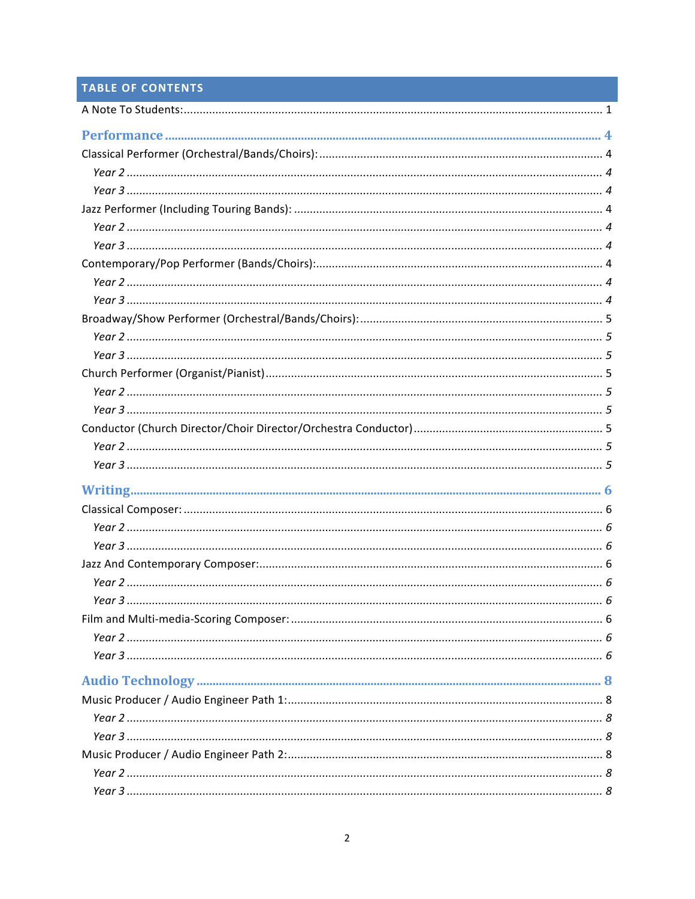## TABLE OF CONTENTS

A Note To Students:.................................................................................................................. 1

**Performance** ............................................................................................................................ **4**

Classical Performer (Orchestral/Bands/Choirs): ........................................................................ 4

&nbsp;&nbsp;&nbsp;&nbsp;*Year 2* ..................................................................................................................................... *4*

&nbsp;&nbsp;&nbsp;&nbsp;*Year 3* ..................................................................................................................................... *4*

Jazz Performer (Including Touring Bands): ................................................................................ 4

&nbsp;&nbsp;&nbsp;&nbsp;*Year 2* ..................................................................................................................................... *4*

&nbsp;&nbsp;&nbsp;&nbsp;*Year 3* ..................................................................................................................................... *4*

Contemporary/Pop Performer (Bands/Choirs):.......................................................................... 4

&nbsp;&nbsp;&nbsp;&nbsp;*Year 2* ..................................................................................................................................... *4*

&nbsp;&nbsp;&nbsp;&nbsp;*Year 3* ..................................................................................................................................... *4*

Broadway/Show Performer (Orchestral/Bands/Choirs):............................................................. 5

&nbsp;&nbsp;&nbsp;&nbsp;*Year 2* ..................................................................................................................................... *5*

&nbsp;&nbsp;&nbsp;&nbsp;*Year 3* ..................................................................................................................................... *5*

Church Performer (Organist/Pianist) .......................................................................................... 5

&nbsp;&nbsp;&nbsp;&nbsp;*Year 2* ..................................................................................................................................... *5*

&nbsp;&nbsp;&nbsp;&nbsp;*Year 3* ..................................................................................................................................... *5*

Conductor (Church Director/Choir Director/Orchestra Conductor) ............................................ 5

&nbsp;&nbsp;&nbsp;&nbsp;*Year 2* ..................................................................................................................................... *5*

&nbsp;&nbsp;&nbsp;&nbsp;*Year 3* ..................................................................................................................................... *5*

**Writing** ..................................................................................................................................... **6**

Classical Composer: ................................................................................................................... 6

&nbsp;&nbsp;&nbsp;&nbsp;*Year 2* ..................................................................................................................................... *6*

&nbsp;&nbsp;&nbsp;&nbsp;*Year 3* ..................................................................................................................................... *6*

Jazz And Contemporary Composer:........................................................................................... 6

&nbsp;&nbsp;&nbsp;&nbsp;*Year 2* ..................................................................................................................................... *6*

&nbsp;&nbsp;&nbsp;&nbsp;*Year 3* ..................................................................................................................................... *6*

Film and Multi-media-Scoring Composer: ................................................................................. 6

&nbsp;&nbsp;&nbsp;&nbsp;*Year 2* ..................................................................................................................................... *6*

&nbsp;&nbsp;&nbsp;&nbsp;*Year 3* ..................................................................................................................................... *6*

**Audio Technology** .................................................................................................................. **8**

Music Producer / Audio Engineer Path 1:.................................................................................. 8

&nbsp;&nbsp;&nbsp;&nbsp;*Year 2* ..................................................................................................................................... *8*

&nbsp;&nbsp;&nbsp;&nbsp;*Year 3* ..................................................................................................................................... *8*

Music Producer / Audio Engineer Path 2:.................................................................................. 8

&nbsp;&nbsp;&nbsp;&nbsp;*Year 2* ..................................................................................................................................... *8*

&nbsp;&nbsp;&nbsp;&nbsp;*Year 3* ..................................................................................................................................... *8*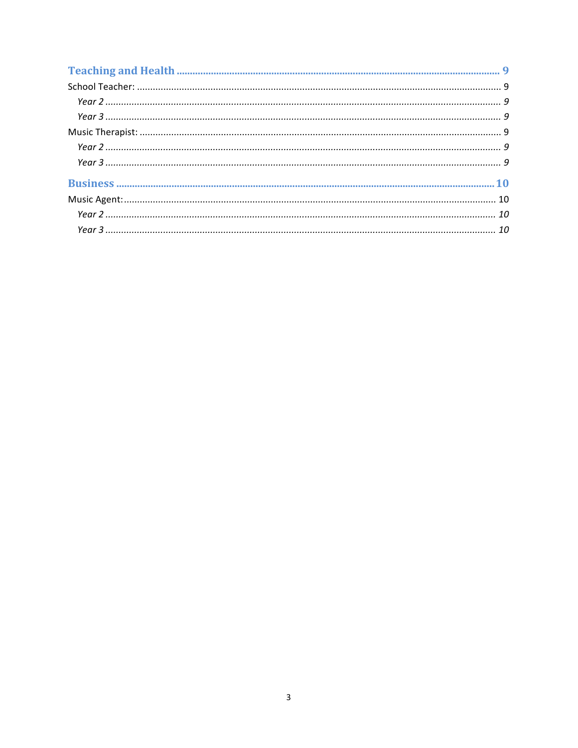**Teaching and Health** ........ 9

School Teacher: ........ 9

*Year 2* ........ *9*

*Year 3* ........ *9*

Music Therapist: ........ 9

*Year 2* ........ *9*

*Year 3* ........ *9*

**Business** ........ 10

Music Agent: ........ 10

*Year 2* ........ *10*

*Year 3* ........ *10*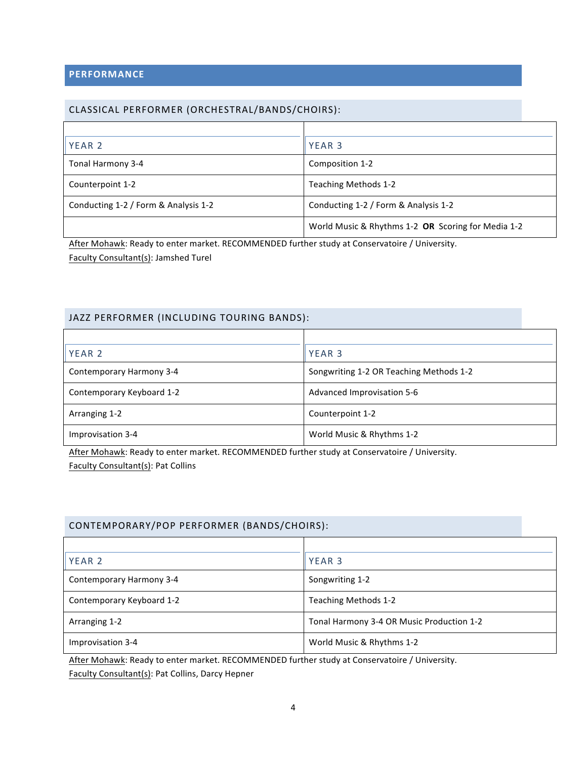## PERFORMANCE

### CLASSICAL PERFORMER (ORCHESTRAL/BANDS/CHOIRS):

| YEAR 2 | YEAR 3 |
|---|---|
| Tonal Harmony 3-4 | Composition 1-2 |
| Counterpoint 1-2 | Teaching Methods 1-2 |
| Conducting 1-2 / Form & Analysis 1-2 | Conducting 1-2 / Form & Analysis 1-2 |
| | World Music & Rhythms 1-2 **OR** Scoring for Media 1-2 |

After Mohawk: Ready to enter market. RECOMMENDED further study at Conservatoire / University.

Faculty Consultant(s): Jamshed Turel

### JAZZ PERFORMER (INCLUDING TOURING BANDS):

| YEAR 2 | YEAR 3 |
|---|---|
| Contemporary Harmony 3-4 | Songwriting 1-2 OR Teaching Methods 1-2 |
| Contemporary Keyboard 1-2 | Advanced Improvisation 5-6 |
| Arranging 1-2 | Counterpoint 1-2 |
| Improvisation 3-4 | World Music & Rhythms 1-2 |

After Mohawk: Ready to enter market. RECOMMENDED further study at Conservatoire / University.

Faculty Consultant(s): Pat Collins

### CONTEMPORARY/POP PERFORMER (BANDS/CHOIRS):

| YEAR 2 | YEAR 3 |
|---|---|
| Contemporary Harmony 3-4 | Songwriting 1-2 |
| Contemporary Keyboard 1-2 | Teaching Methods 1-2 |
| Arranging 1-2 | Tonal Harmony 3-4 OR Music Production 1-2 |
| Improvisation 3-4 | World Music & Rhythms 1-2 |

After Mohawk: Ready to enter market. RECOMMENDED further study at Conservatoire / University.

Faculty Consultant(s): Pat Collins, Darcy Hepner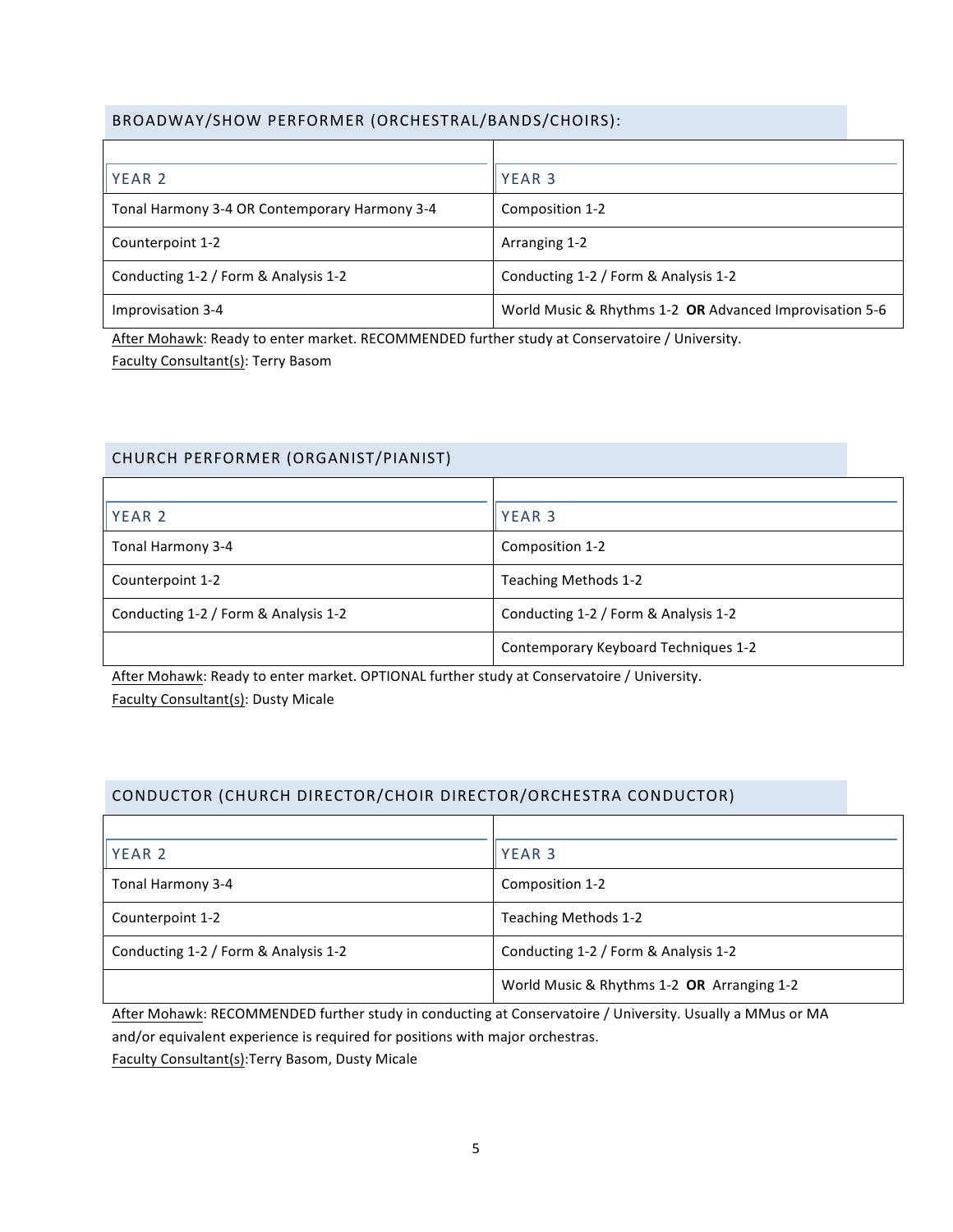## BROADWAY/SHOW PERFORMER (ORCHESTRAL/BANDS/CHOIRS):

| YEAR 2 | YEAR 3 |
|---|---|
| Tonal Harmony 3-4 OR Contemporary Harmony 3-4 | Composition 1-2 |
| Counterpoint 1-2 | Arranging 1-2 |
| Conducting 1-2 / Form & Analysis 1-2 | Conducting 1-2 / Form & Analysis 1-2 |
| Improvisation 3-4 | World Music & Rhythms 1-2 **OR** Advanced Improvisation 5-6 |

After Mohawk: Ready to enter market. RECOMMENDED further study at Conservatoire / University.

Faculty Consultant(s): Terry Basom

## CHURCH PERFORMER (ORGANIST/PIANIST)

| YEAR 2 | YEAR 3 |
|---|---|
| Tonal Harmony 3-4 | Composition 1-2 |
| Counterpoint 1-2 | Teaching Methods 1-2 |
| Conducting 1-2 / Form & Analysis 1-2 | Conducting 1-2 / Form & Analysis 1-2 |
| | Contemporary Keyboard Techniques 1-2 |

After Mohawk: Ready to enter market. OPTIONAL further study at Conservatoire / University.

Faculty Consultant(s): Dusty Micale

## CONDUCTOR (CHURCH DIRECTOR/CHOIR DIRECTOR/ORCHESTRA CONDUCTOR)

| YEAR 2 | YEAR 3 |
|---|---|
| Tonal Harmony 3-4 | Composition 1-2 |
| Counterpoint 1-2 | Teaching Methods 1-2 |
| Conducting 1-2 / Form & Analysis 1-2 | Conducting 1-2 / Form & Analysis 1-2 |
| | World Music & Rhythms 1-2 **OR** Arranging 1-2 |

After Mohawk: RECOMMENDED further study in conducting at Conservatoire / University. Usually a MMus or MA and/or equivalent experience is required for positions with major orchestras.

Faculty Consultant(s):Terry Basom, Dusty Micale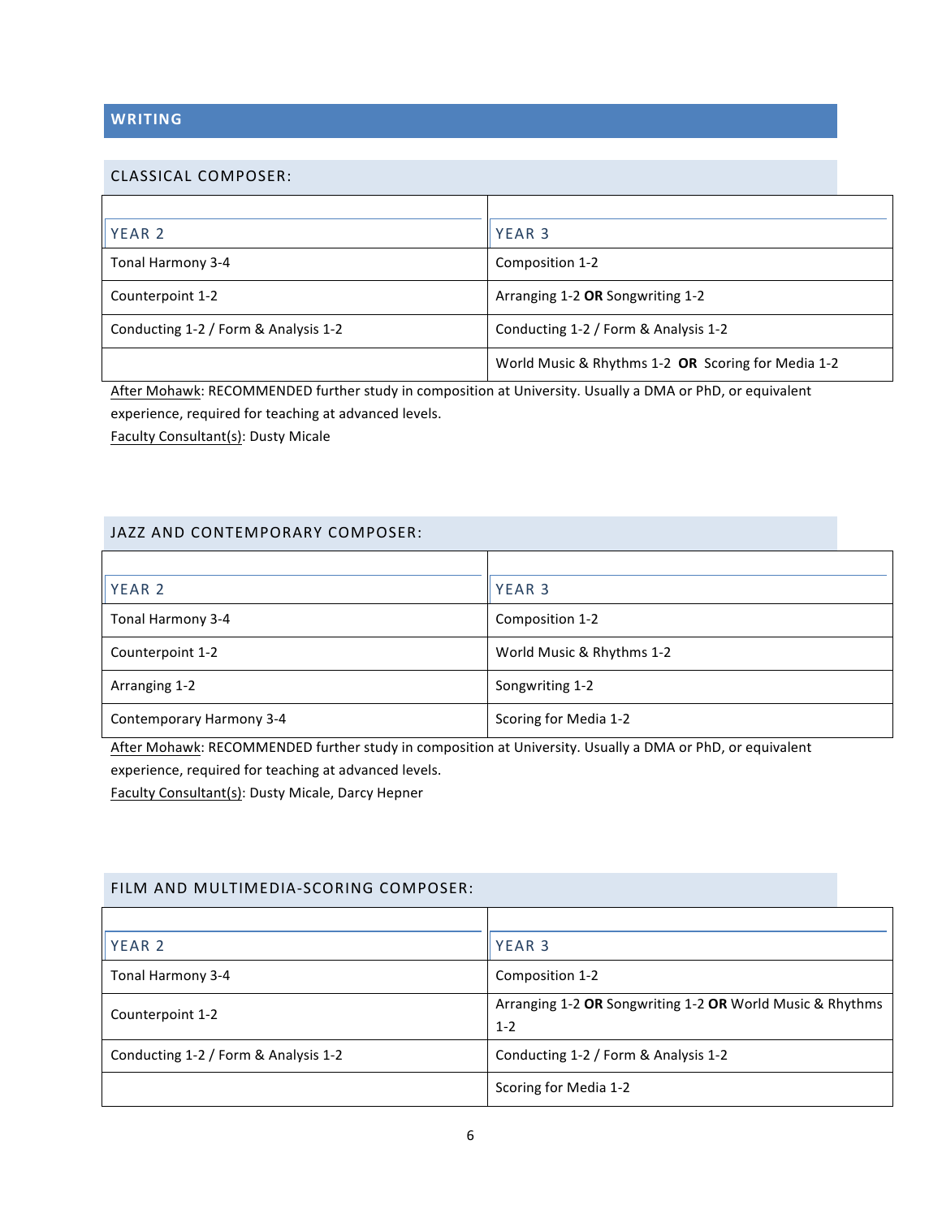## WRITING

### CLASSICAL COMPOSER:

| YEAR 2 | YEAR 3 |
|---|---|
| Tonal Harmony 3-4 | Composition 1-2 |
| Counterpoint 1-2 | Arranging 1-2 **OR** Songwriting 1-2 |
| Conducting 1-2 / Form & Analysis 1-2 | Conducting 1-2 / Form & Analysis 1-2 |
| | World Music & Rhythms 1-2 **OR** Scoring for Media 1-2 |

After Mohawk: RECOMMENDED further study in composition at University. Usually a DMA or PhD, or equivalent experience, required for teaching at advanced levels.
Faculty Consultant(s): Dusty Micale

### JAZZ AND CONTEMPORARY COMPOSER:

| YEAR 2 | YEAR 3 |
|---|---|
| Tonal Harmony 3-4 | Composition 1-2 |
| Counterpoint 1-2 | World Music & Rhythms 1-2 |
| Arranging 1-2 | Songwriting 1-2 |
| Contemporary Harmony 3-4 | Scoring for Media 1-2 |

After Mohawk: RECOMMENDED further study in composition at University. Usually a DMA or PhD, or equivalent experience, required for teaching at advanced levels.
Faculty Consultant(s): Dusty Micale, Darcy Hepner

### FILM AND MULTIMEDIA-SCORING COMPOSER:

| YEAR 2 | YEAR 3 |
|---|---|
| Tonal Harmony 3-4 | Composition 1-2 |
| Counterpoint 1-2 | Arranging 1-2 **OR** Songwriting 1-2 **OR** World Music & Rhythms 1-2 |
| Conducting 1-2 / Form & Analysis 1-2 | Conducting 1-2 / Form & Analysis 1-2 |
| | Scoring for Media 1-2 |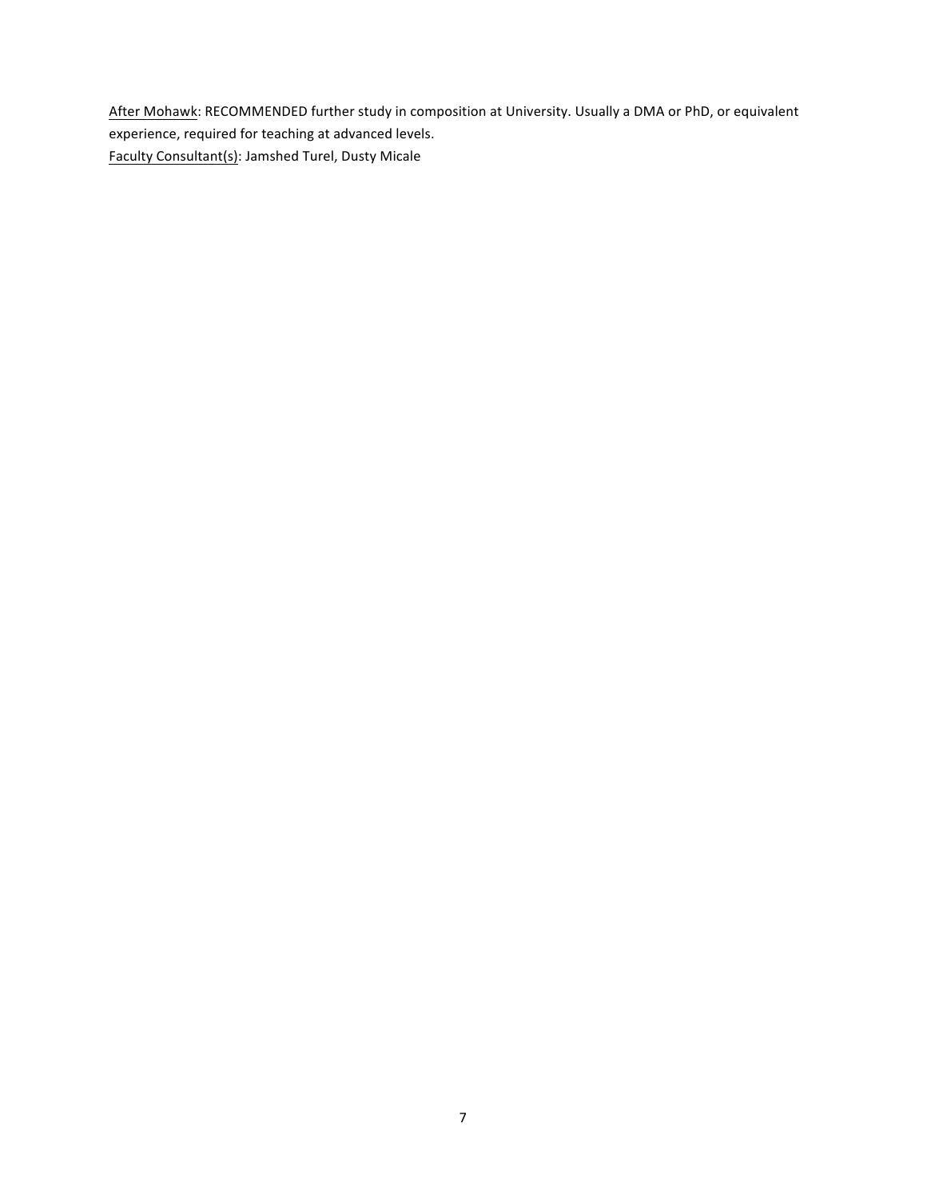<u>After Mohawk</u>: RECOMMENDED further study in composition at University. Usually a DMA or PhD, or equivalent experience, required for teaching at advanced levels.
<u>Faculty Consultant(s)</u>: Jamshed Turel, Dusty Micale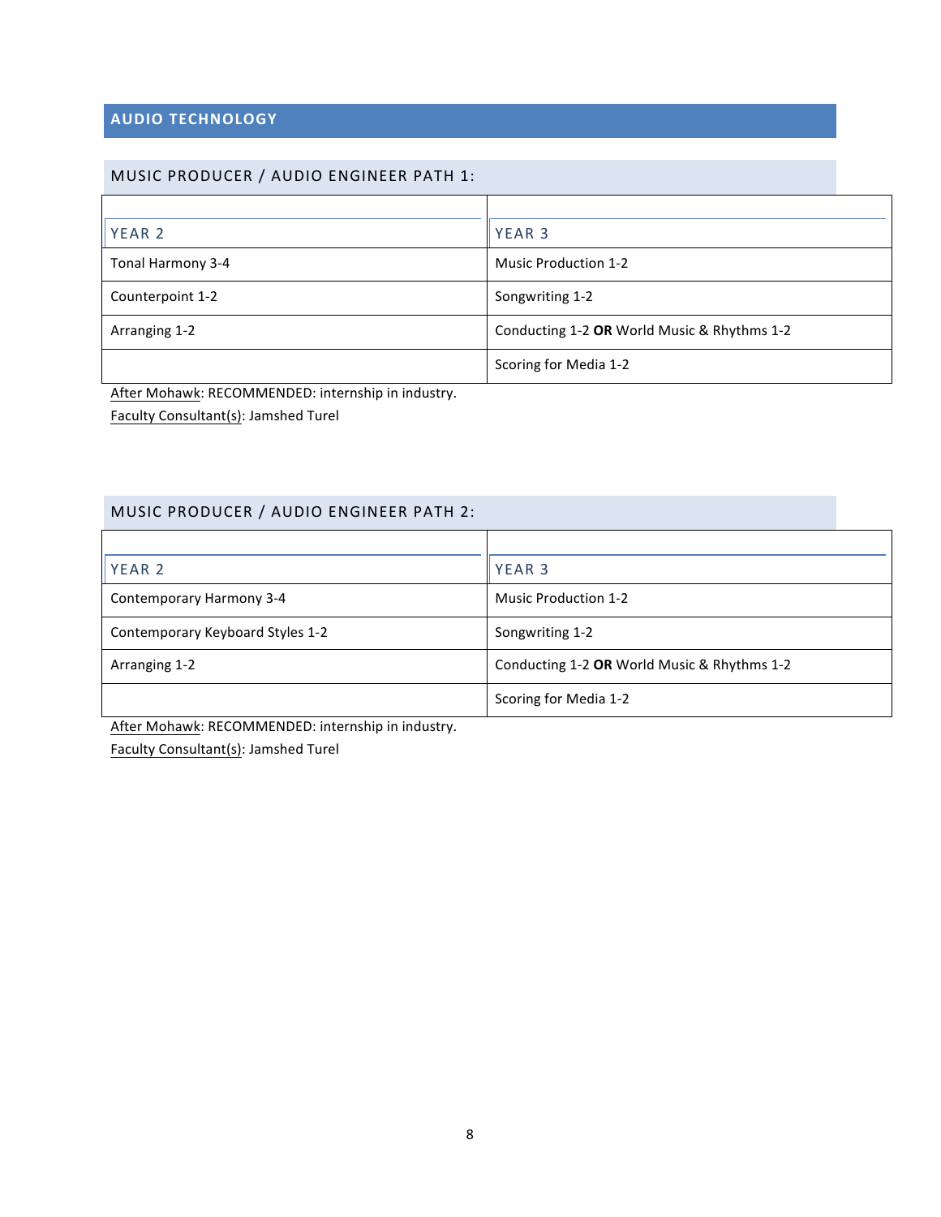## AUDIO TECHNOLOGY

### MUSIC PRODUCER / AUDIO ENGINEER PATH 1:

| YEAR 2 | YEAR 3 |
|---|---|
| Tonal Harmony 3-4 | Music Production 1-2 |
| Counterpoint 1-2 | Songwriting 1-2 |
| Arranging 1-2 | Conducting 1-2 **OR** World Music & Rhythms 1-2 |
| | Scoring for Media 1-2 |

After Mohawk: RECOMMENDED: internship in industry.

Faculty Consultant(s): Jamshed Turel

### MUSIC PRODUCER / AUDIO ENGINEER PATH 2:

| YEAR 2 | YEAR 3 |
|---|---|
| Contemporary Harmony 3-4 | Music Production 1-2 |
| Contemporary Keyboard Styles 1-2 | Songwriting 1-2 |
| Arranging 1-2 | Conducting 1-2 **OR** World Music & Rhythms 1-2 |
| | Scoring for Media 1-2 |

After Mohawk: RECOMMENDED: internship in industry.

Faculty Consultant(s): Jamshed Turel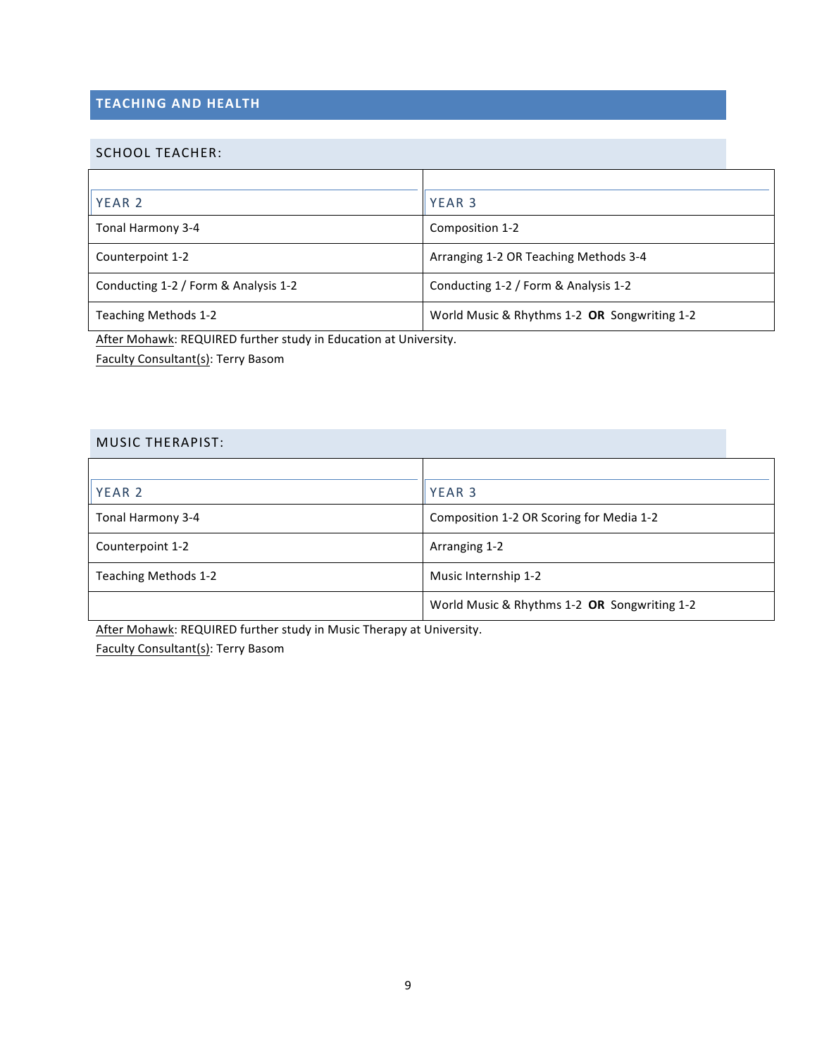## TEACHING AND HEALTH

### SCHOOL TEACHER:

| YEAR 2 | YEAR 3 |
| --- | --- |
| Tonal Harmony 3-4 | Composition 1-2 |
| Counterpoint 1-2 | Arranging 1-2 OR Teaching Methods 3-4 |
| Conducting 1-2 / Form & Analysis 1-2 | Conducting 1-2 / Form & Analysis 1-2 |
| Teaching Methods 1-2 | World Music & Rhythms 1-2 **OR** Songwriting 1-2 |

After Mohawk: REQUIRED further study in Education at University.

Faculty Consultant(s): Terry Basom

### MUSIC THERAPIST:

| YEAR 2 | YEAR 3 |
| --- | --- |
| Tonal Harmony 3-4 | Composition 1-2 OR Scoring for Media 1-2 |
| Counterpoint 1-2 | Arranging 1-2 |
| Teaching Methods 1-2 | Music Internship 1-2 |
| | World Music & Rhythms 1-2 **OR** Songwriting 1-2 |

After Mohawk: REQUIRED further study in Music Therapy at University.

Faculty Consultant(s): Terry Basom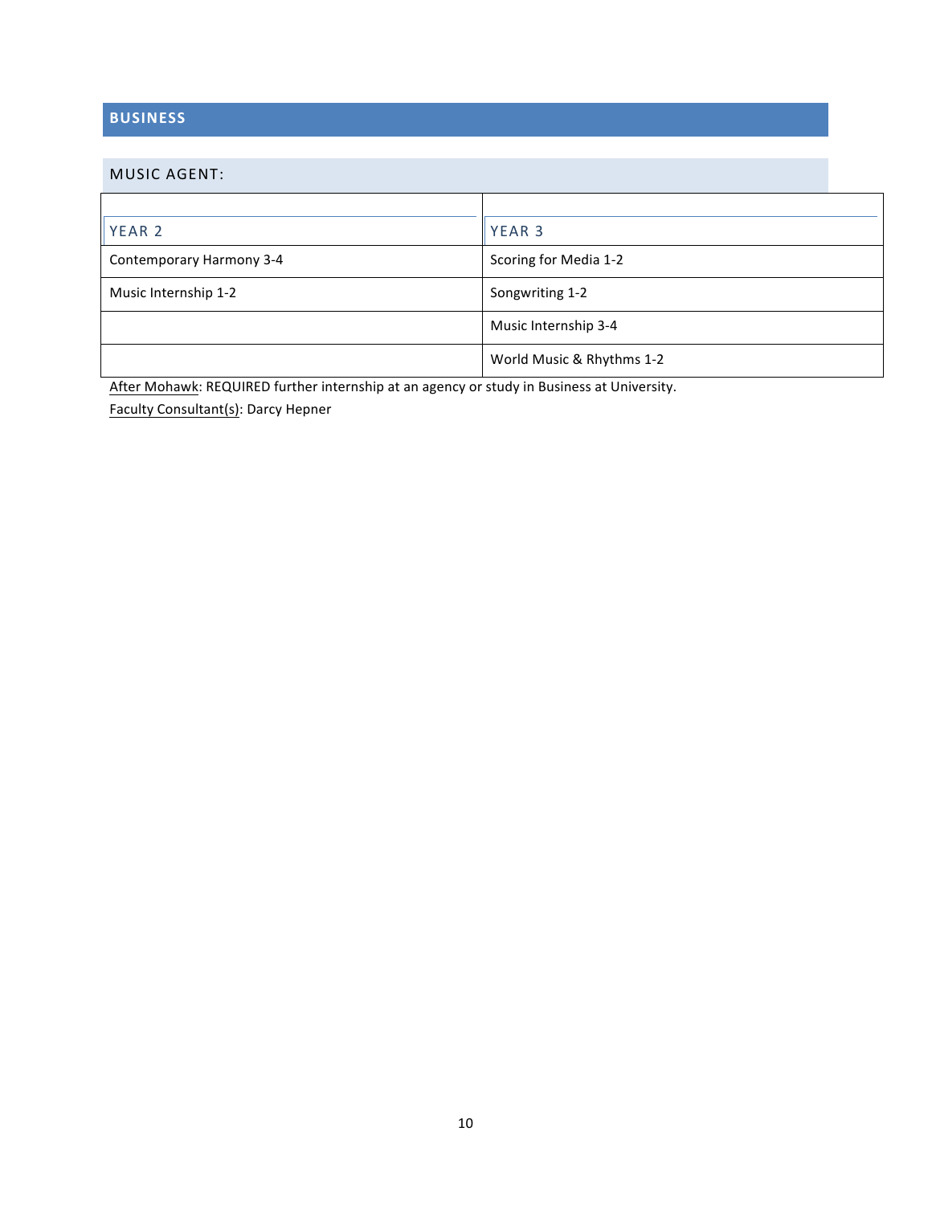## BUSINESS

### MUSIC AGENT:

| YEAR 2 | YEAR 3 |
|---|---|
| Contemporary Harmony 3-4 | Scoring for Media 1-2 |
| Music Internship 1-2 | Songwriting 1-2 |
| | Music Internship 3-4 |
| | World Music & Rhythms 1-2 |

After Mohawk: REQUIRED further internship at an agency or study in Business at University.

Faculty Consultant(s): Darcy Hepner